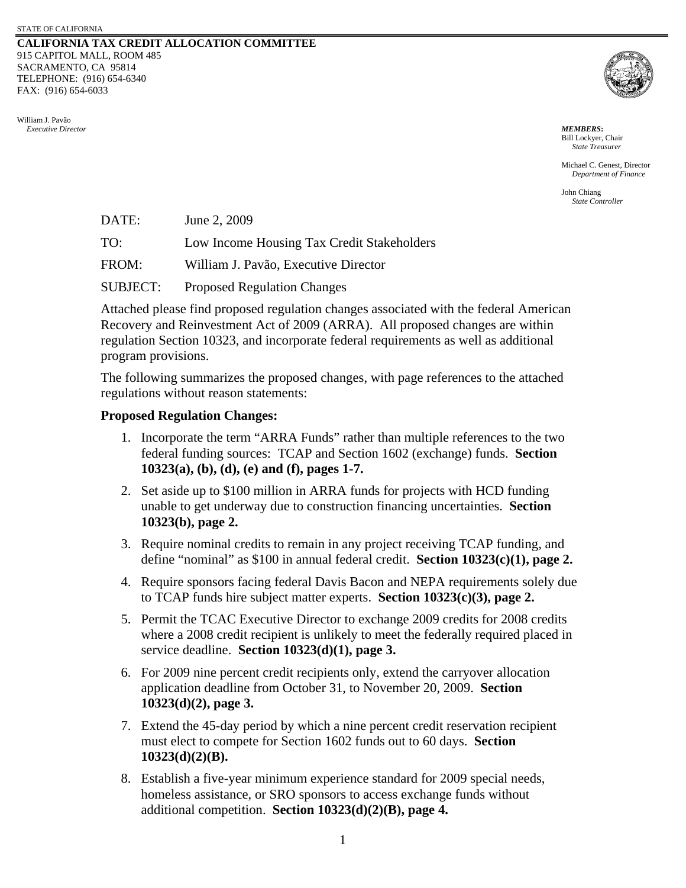STATE OF CALIFORNIA

**CALIFORNIA TAX CREDIT ALLOCATION COMMITTEE**
915 CAPITOL MALL, ROOM 485
SACRAMENTO, CA 95814
TELEPHONE: (916) 654-6340
FAX: (916) 654-6033

William J. Pavão
*Executive Director*

***MEMBERS*:**
Bill Lockyer, Chair
*State Treasurer*

Michael C. Genest, Director
*Department of Finance*

John Chiang
*State Controller*

DATE: June 2, 2009

TO: Low Income Housing Tax Credit Stakeholders

FROM: William J. Pavão, Executive Director

SUBJECT: Proposed Regulation Changes

Attached please find proposed regulation changes associated with the federal American Recovery and Reinvestment Act of 2009 (ARRA). All proposed changes are within regulation Section 10323, and incorporate federal requirements as well as additional program provisions.

The following summarizes the proposed changes, with page references to the attached regulations without reason statements:

**Proposed Regulation Changes:**

1. Incorporate the term "ARRA Funds" rather than multiple references to the two federal funding sources: TCAP and Section 1602 (exchange) funds. **Section 10323(a), (b), (d), (e) and (f), pages 1-7.**
2. Set aside up to $100 million in ARRA funds for projects with HCD funding unable to get underway due to construction financing uncertainties. **Section 10323(b), page 2.**
3. Require nominal credits to remain in any project receiving TCAP funding, and define "nominal" as $100 in annual federal credit. **Section 10323(c)(1), page 2.**
4. Require sponsors facing federal Davis Bacon and NEPA requirements solely due to TCAP funds hire subject matter experts. **Section 10323(c)(3), page 2.**
5. Permit the TCAC Executive Director to exchange 2009 credits for 2008 credits where a 2008 credit recipient is unlikely to meet the federally required placed in service deadline. **Section 10323(d)(1), page 3.**
6. For 2009 nine percent credit recipients only, extend the carryover allocation application deadline from October 31, to November 20, 2009. **Section 10323(d)(2), page 3.**
7. Extend the 45-day period by which a nine percent credit reservation recipient must elect to compete for Section 1602 funds out to 60 days. **Section 10323(d)(2)(B).**
8. Establish a five-year minimum experience standard for 2009 special needs, homeless assistance, or SRO sponsors to access exchange funds without additional competition. **Section 10323(d)(2)(B), page 4.**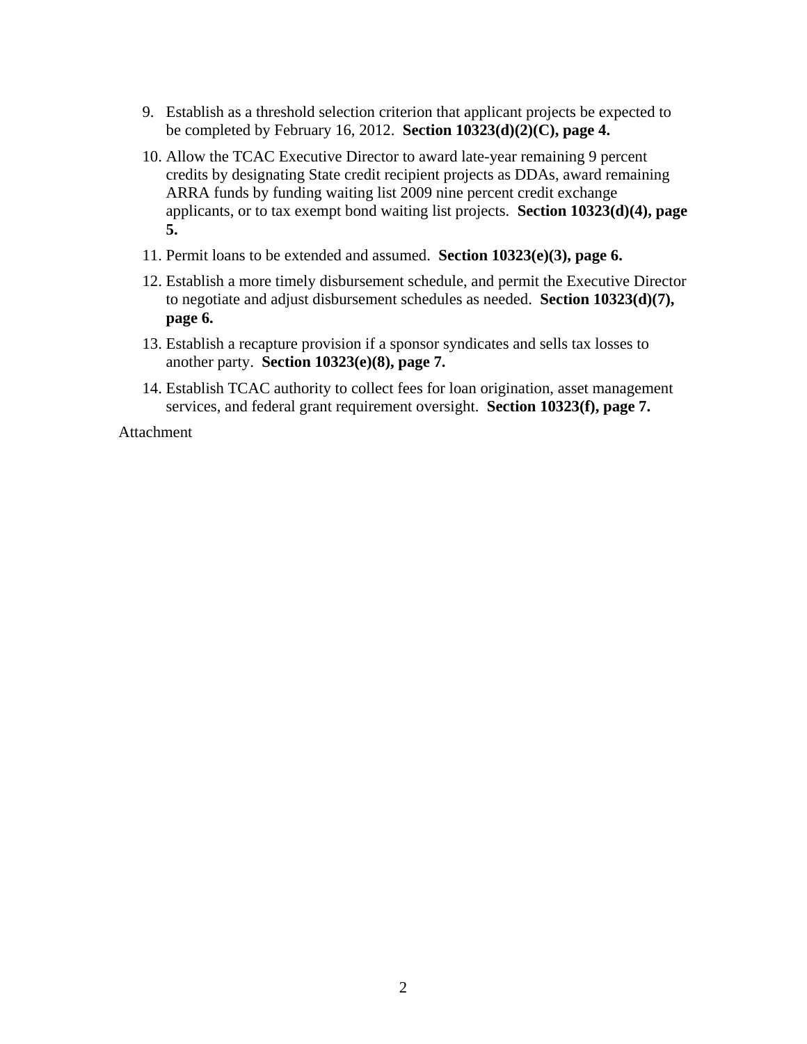9. Establish as a threshold selection criterion that applicant projects be expected to be completed by February 16, 2012. **Section 10323(d)(2)(C), page 4.**
10. Allow the TCAC Executive Director to award late-year remaining 9 percent credits by designating State credit recipient projects as DDAs, award remaining ARRA funds by funding waiting list 2009 nine percent credit exchange applicants, or to tax exempt bond waiting list projects. **Section 10323(d)(4), page 5.**
11. Permit loans to be extended and assumed. **Section 10323(e)(3), page 6.**
12. Establish a more timely disbursement schedule, and permit the Executive Director to negotiate and adjust disbursement schedules as needed. **Section 10323(d)(7), page 6.**
13. Establish a recapture provision if a sponsor syndicates and sells tax losses to another party. **Section 10323(e)(8), page 7.**
14. Establish TCAC authority to collect fees for loan origination, asset management services, and federal grant requirement oversight. **Section 10323(f), page 7.**

Attachment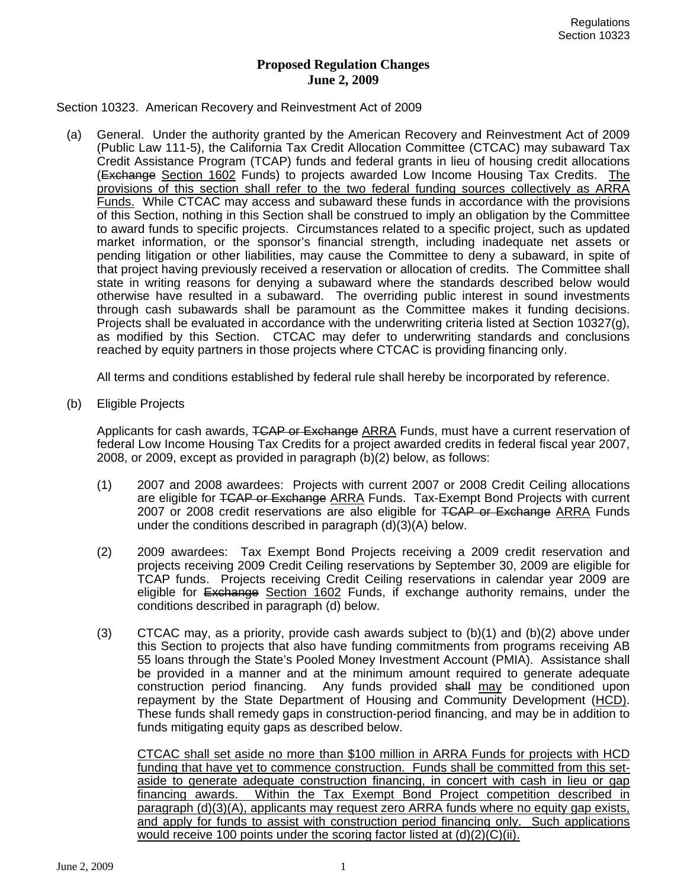**Proposed Regulation Changes**
**June 2, 2009**

Section 10323. American Recovery and Reinvestment Act of 2009

(a) General. Under the authority granted by the American Recovery and Reinvestment Act of 2009 (Public Law 111-5), the California Tax Credit Allocation Committee (CTCAC) may subaward Tax Credit Assistance Program (TCAP) funds and federal grants in lieu of housing credit allocations (~~Exchange~~ <u>Section 1602</u> Funds) to projects awarded Low Income Housing Tax Credits. <u>The provisions of this section shall refer to the two federal funding sources collectively as ARRA Funds.</u> While CTCAC may access and subaward these funds in accordance with the provisions of this Section, nothing in this Section shall be construed to imply an obligation by the Committee to award funds to specific projects. Circumstances related to a specific project, such as updated market information, or the sponsor's financial strength, including inadequate net assets or pending litigation or other liabilities, may cause the Committee to deny a subaward, in spite of that project having previously received a reservation or allocation of credits. The Committee shall state in writing reasons for denying a subaward where the standards described below would otherwise have resulted in a subaward. The overriding public interest in sound investments through cash subawards shall be paramount as the Committee makes it funding decisions. Projects shall be evaluated in accordance with the underwriting criteria listed at Section 10327(g), as modified by this Section. CTCAC may defer to underwriting standards and conclusions reached by equity partners in those projects where CTCAC is providing financing only.

All terms and conditions established by federal rule shall hereby be incorporated by reference.

(b) Eligible Projects

Applicants for cash awards, ~~TCAP or Exchange~~ <u>ARRA</u> Funds, must have a current reservation of federal Low Income Housing Tax Credits for a project awarded credits in federal fiscal year 2007, 2008, or 2009, except as provided in paragraph (b)(2) below, as follows:

(1) 2007 and 2008 awardees: Projects with current 2007 or 2008 Credit Ceiling allocations are eligible for ~~TCAP or Exchange~~ <u>ARRA</u> Funds. Tax-Exempt Bond Projects with current 2007 or 2008 credit reservations are also eligible for ~~TCAP or Exchange~~ <u>ARRA</u> Funds under the conditions described in paragraph (d)(3)(A) below.

(2) 2009 awardees: Tax Exempt Bond Projects receiving a 2009 credit reservation and projects receiving 2009 Credit Ceiling reservations by September 30, 2009 are eligible for TCAP funds. Projects receiving Credit Ceiling reservations in calendar year 2009 are eligible for ~~Exchange~~ <u>Section 1602</u> Funds, if exchange authority remains, under the conditions described in paragraph (d) below.

(3) CTCAC may, as a priority, provide cash awards subject to (b)(1) and (b)(2) above under this Section to projects that also have funding commitments from programs receiving AB 55 loans through the State's Pooled Money Investment Account (PMIA). Assistance shall be provided in a manner and at the minimum amount required to generate adequate construction period financing. Any funds provided ~~shall~~ <u>may</u> be conditioned upon repayment by the State Department of Housing and Community Development (<u>HCD</u>). These funds shall remedy gaps in construction-period financing, and may be in addition to funds mitigating equity gaps as described below.

<u>CTCAC shall set aside no more than $100 million in ARRA Funds for projects with HCD funding that have yet to commence construction. Funds shall be committed from this set-aside to generate adequate construction financing, in concert with cash in lieu or gap financing awards. Within the Tax Exempt Bond Project competition described in paragraph (d)(3)(A), applicants may request zero ARRA funds where no equity gap exists, and apply for funds to assist with construction period financing only. Such applications would receive 100 points under the scoring factor listed at (d)(2)(C)(ii).</u>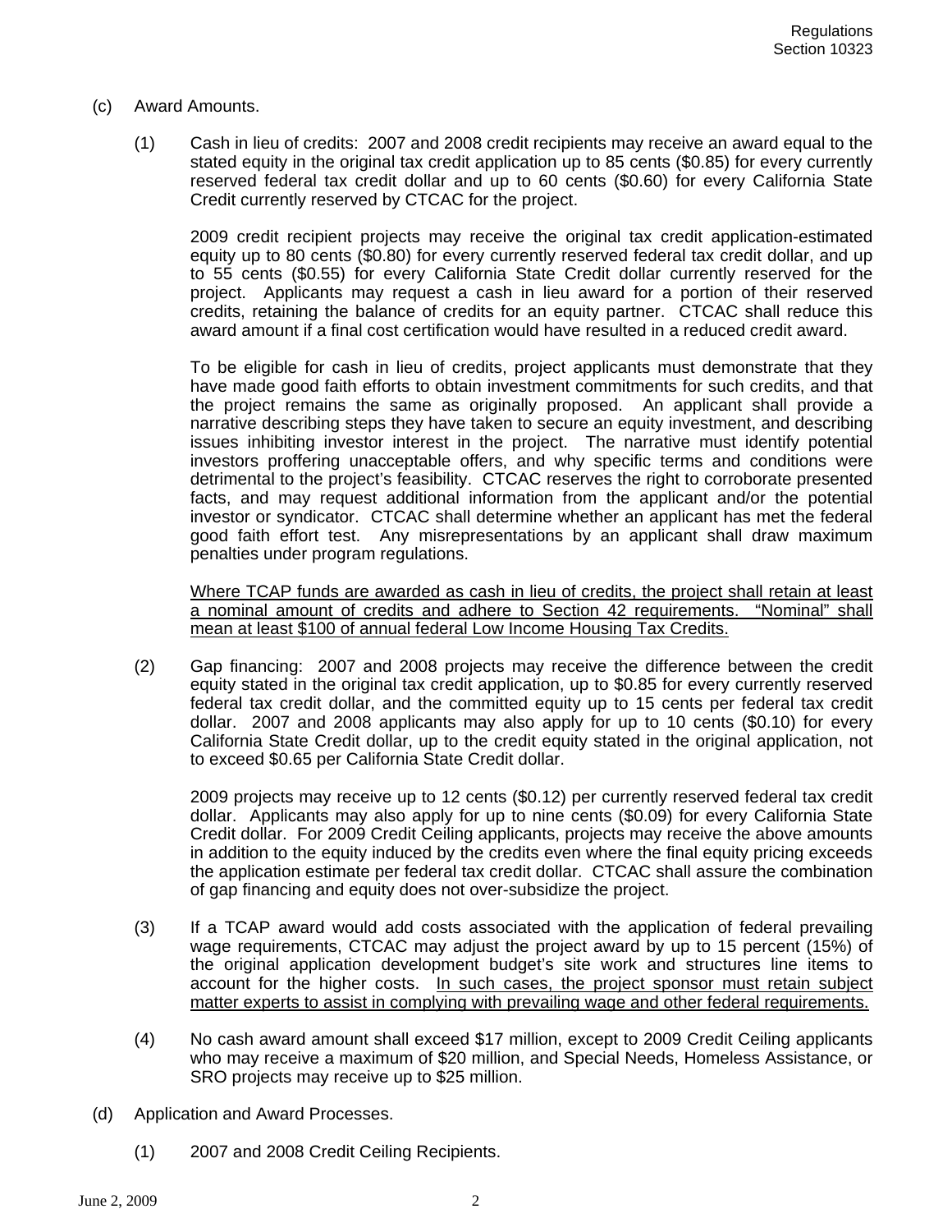(c) Award Amounts.

(1) Cash in lieu of credits: 2007 and 2008 credit recipients may receive an award equal to the stated equity in the original tax credit application up to 85 cents ($0.85) for every currently reserved federal tax credit dollar and up to 60 cents ($0.60) for every California State Credit currently reserved by CTCAC for the project.

2009 credit recipient projects may receive the original tax credit application-estimated equity up to 80 cents ($0.80) for every currently reserved federal tax credit dollar, and up to 55 cents ($0.55) for every California State Credit dollar currently reserved for the project. Applicants may request a cash in lieu award for a portion of their reserved credits, retaining the balance of credits for an equity partner. CTCAC shall reduce this award amount if a final cost certification would have resulted in a reduced credit award.

To be eligible for cash in lieu of credits, project applicants must demonstrate that they have made good faith efforts to obtain investment commitments for such credits, and that the project remains the same as originally proposed. An applicant shall provide a narrative describing steps they have taken to secure an equity investment, and describing issues inhibiting investor interest in the project. The narrative must identify potential investors proffering unacceptable offers, and why specific terms and conditions were detrimental to the project's feasibility. CTCAC reserves the right to corroborate presented facts, and may request additional information from the applicant and/or the potential investor or syndicator. CTCAC shall determine whether an applicant has met the federal good faith effort test. Any misrepresentations by an applicant shall draw maximum penalties under program regulations.

<u>Where TCAP funds are awarded as cash in lieu of credits, the project shall retain at least a nominal amount of credits and adhere to Section 42 requirements. "Nominal" shall mean at least $100 of annual federal Low Income Housing Tax Credits.</u>

(2) Gap financing: 2007 and 2008 projects may receive the difference between the credit equity stated in the original tax credit application, up to $0.85 for every currently reserved federal tax credit dollar, and the committed equity up to 15 cents per federal tax credit dollar. 2007 and 2008 applicants may also apply for up to 10 cents ($0.10) for every California State Credit dollar, up to the credit equity stated in the original application, not to exceed $0.65 per California State Credit dollar.

2009 projects may receive up to 12 cents ($0.12) per currently reserved federal tax credit dollar. Applicants may also apply for up to nine cents ($0.09) for every California State Credit dollar. For 2009 Credit Ceiling applicants, projects may receive the above amounts in addition to the equity induced by the credits even where the final equity pricing exceeds the application estimate per federal tax credit dollar. CTCAC shall assure the combination of gap financing and equity does not over-subsidize the project.

(3) If a TCAP award would add costs associated with the application of federal prevailing wage requirements, CTCAC may adjust the project award by up to 15 percent (15%) of the original application development budget's site work and structures line items to account for the higher costs. <u>In such cases, the project sponsor must retain subject matter experts to assist in complying with prevailing wage and other federal requirements.</u>

(4) No cash award amount shall exceed $17 million, except to 2009 Credit Ceiling applicants who may receive a maximum of $20 million, and Special Needs, Homeless Assistance, or SRO projects may receive up to $25 million.

(d) Application and Award Processes.

(1) 2007 and 2008 Credit Ceiling Recipients.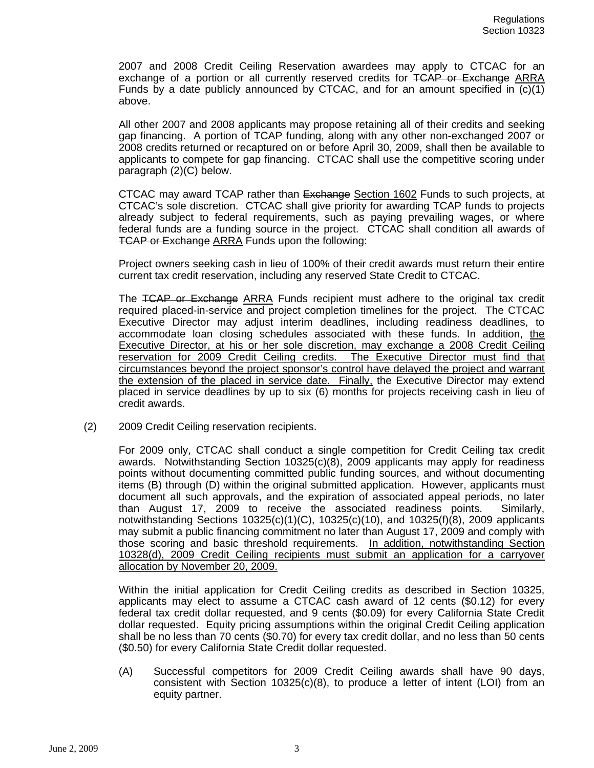2007 and 2008 Credit Ceiling Reservation awardees may apply to CTCAC for an exchange of a portion or all currently reserved credits for ~~TCAP or Exchange~~ <u>ARRA</u> Funds by a date publicly announced by CTCAC, and for an amount specified in (c)(1) above.

All other 2007 and 2008 applicants may propose retaining all of their credits and seeking gap financing. A portion of TCAP funding, along with any other non-exchanged 2007 or 2008 credits returned or recaptured on or before April 30, 2009, shall then be available to applicants to compete for gap financing. CTCAC shall use the competitive scoring under paragraph (2)(C) below.

CTCAC may award TCAP rather than ~~Exchange~~ <u>Section 1602</u> Funds to such projects, at CTCAC's sole discretion. CTCAC shall give priority for awarding TCAP funds to projects already subject to federal requirements, such as paying prevailing wages, or where federal funds are a funding source in the project. CTCAC shall condition all awards of ~~TCAP or Exchange~~ <u>ARRA</u> Funds upon the following:

Project owners seeking cash in lieu of 100% of their credit awards must return their entire current tax credit reservation, including any reserved State Credit to CTCAC.

The ~~TCAP or Exchange~~ <u>ARRA</u> Funds recipient must adhere to the original tax credit required placed-in-service and project completion timelines for the project. The CTCAC Executive Director may adjust interim deadlines, including readiness deadlines, to accommodate loan closing schedules associated with these funds. In addition, <u>the Executive Director, at his or her sole discretion, may exchange a 2008 Credit Ceiling reservation for 2009 Credit Ceiling credits. The Executive Director must find that circumstances beyond the project sponsor's control have delayed the project and warrant the extension of the placed in service date. Finally,</u> the Executive Director may extend placed in service deadlines by up to six (6) months for projects receiving cash in lieu of credit awards.

(2) 2009 Credit Ceiling reservation recipients.

For 2009 only, CTCAC shall conduct a single competition for Credit Ceiling tax credit awards. Notwithstanding Section 10325(c)(8), 2009 applicants may apply for readiness points without documenting committed public funding sources, and without documenting items (B) through (D) within the original submitted application. However, applicants must document all such approvals, and the expiration of associated appeal periods, no later than August 17, 2009 to receive the associated readiness points. Similarly, notwithstanding Sections 10325(c)(1)(C), 10325(c)(10), and 10325(f)(8), 2009 applicants may submit a public financing commitment no later than August 17, 2009 and comply with those scoring and basic threshold requirements. <u>In addition, notwithstanding Section 10328(d), 2009 Credit Ceiling recipients must submit an application for a carryover allocation by November 20, 2009.</u>

Within the initial application for Credit Ceiling credits as described in Section 10325, applicants may elect to assume a CTCAC cash award of 12 cents ($0.12) for every federal tax credit dollar requested, and 9 cents ($0.09) for every California State Credit dollar requested. Equity pricing assumptions within the original Credit Ceiling application shall be no less than 70 cents ($0.70) for every tax credit dollar, and no less than 50 cents ($0.50) for every California State Credit dollar requested.

(A) Successful competitors for 2009 Credit Ceiling awards shall have 90 days, consistent with Section 10325(c)(8), to produce a letter of intent (LOI) from an equity partner.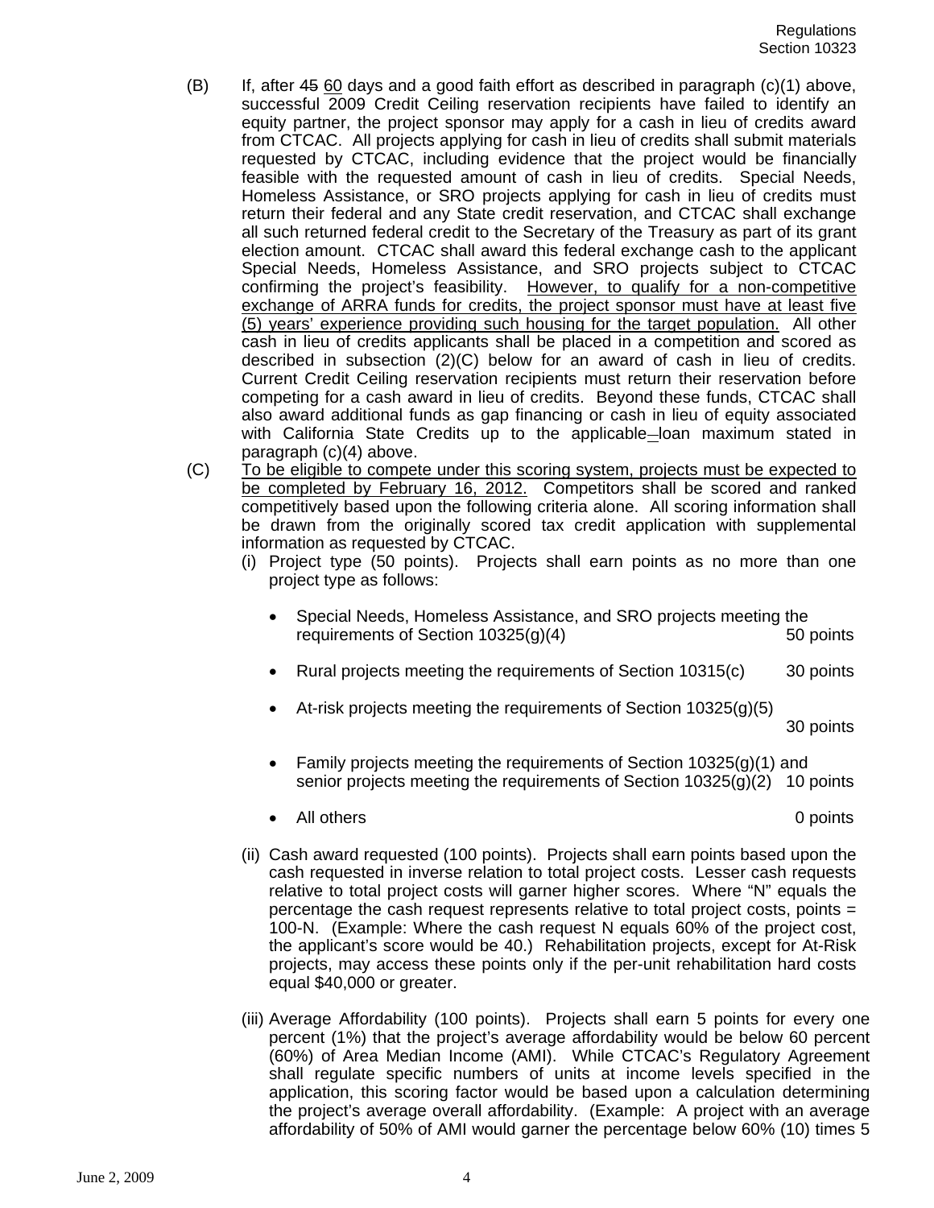(B) If, after ~~45~~ <u>60</u> days and a good faith effort as described in paragraph (c)(1) above, successful 2009 Credit Ceiling reservation recipients have failed to identify an equity partner, the project sponsor may apply for a cash in lieu of credits award from CTCAC. All projects applying for cash in lieu of credits shall submit materials requested by CTCAC, including evidence that the project would be financially feasible with the requested amount of cash in lieu of credits. Special Needs, Homeless Assistance, or SRO projects applying for cash in lieu of credits must return their federal and any State credit reservation, and CTCAC shall exchange all such returned federal credit to the Secretary of the Treasury as part of its grant election amount. CTCAC shall award this federal exchange cash to the applicant Special Needs, Homeless Assistance, and SRO projects subject to CTCAC confirming the project's feasibility. <u>However, to qualify for a non-competitive exchange of ARRA funds for credits, the project sponsor must have at least five (5) years' experience providing such housing for the target population.</u> All other cash in lieu of credits applicants shall be placed in a competition and scored as described in subsection (2)(C) below for an award of cash in lieu of credits. Current Credit Ceiling reservation recipients must return their reservation before competing for a cash award in lieu of credits. Beyond these funds, CTCAC shall also award additional funds as gap financing or cash in lieu of equity associated with California State Credits up to the applicable loan maximum stated in paragraph (c)(4) above.

(C) <u>To be eligible to compete under this scoring system, projects must be expected to be completed by February 16, 2012.</u> Competitors shall be scored and ranked competitively based upon the following criteria alone. All scoring information shall be drawn from the originally scored tax credit application with supplemental information as requested by CTCAC.

(i) Project type (50 points). Projects shall earn points as no more than one project type as follows:

- Special Needs, Homeless Assistance, and SRO projects meeting the requirements of Section 10325(g)(4) — 50 points
- Rural projects meeting the requirements of Section 10315(c) — 30 points
- At-risk projects meeting the requirements of Section 10325(g)(5) — 30 points
- Family projects meeting the requirements of Section 10325(g)(1) and senior projects meeting the requirements of Section 10325(g)(2) — 10 points
- All others — 0 points

(ii) Cash award requested (100 points). Projects shall earn points based upon the cash requested in inverse relation to total project costs. Lesser cash requests relative to total project costs will garner higher scores. Where "N" equals the percentage the cash request represents relative to total project costs, points = 100-N. (Example: Where the cash request N equals 60% of the project cost, the applicant's score would be 40.) Rehabilitation projects, except for At-Risk projects, may access these points only if the per-unit rehabilitation hard costs equal $40,000 or greater.

(iii) Average Affordability (100 points). Projects shall earn 5 points for every one percent (1%) that the project's average affordability would be below 60 percent (60%) of Area Median Income (AMI). While CTCAC's Regulatory Agreement shall regulate specific numbers of units at income levels specified in the application, this scoring factor would be based upon a calculation determining the project's average overall affordability. (Example: A project with an average affordability of 50% of AMI would garner the percentage below 60% (10) times 5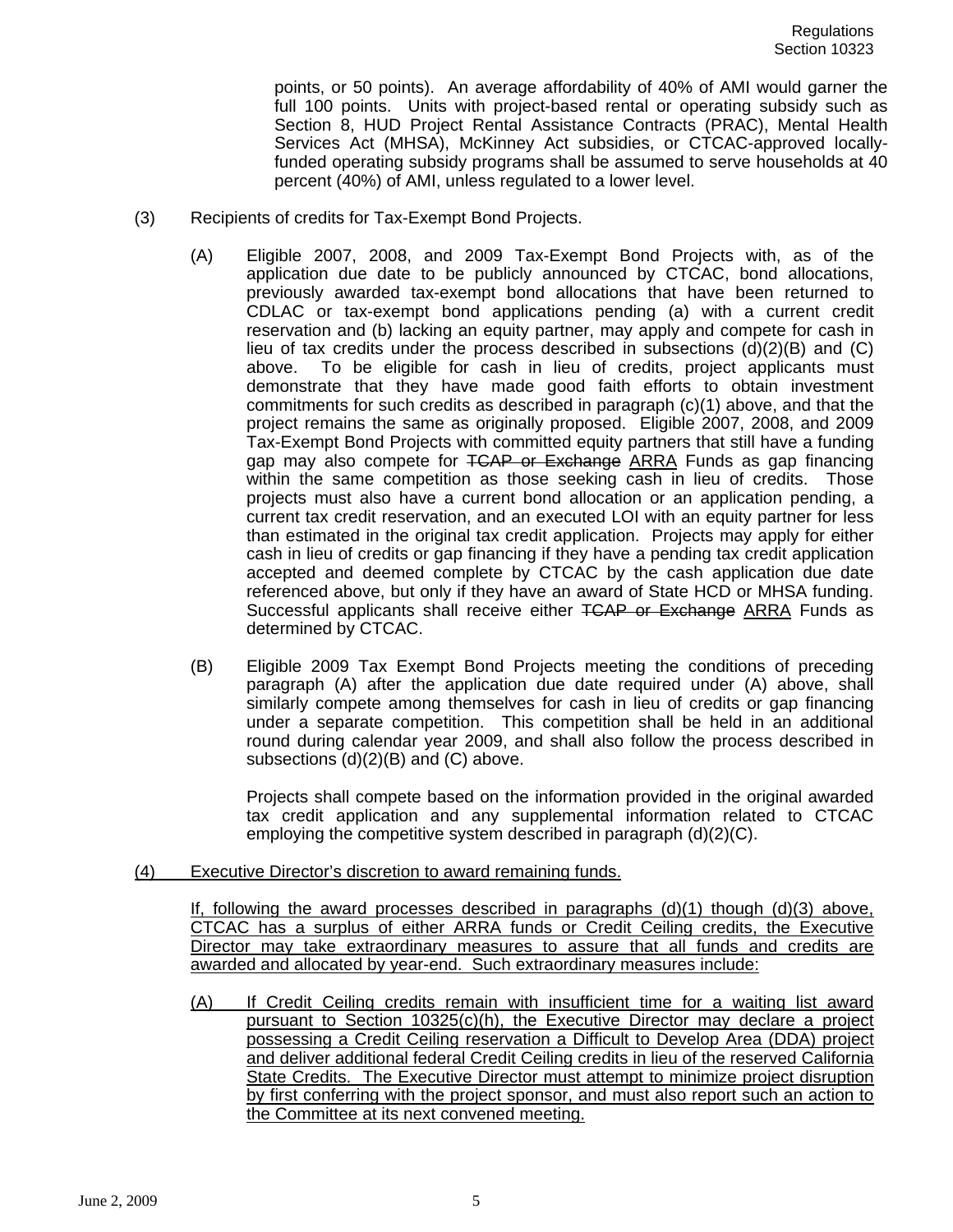points, or 50 points). An average affordability of 40% of AMI would garner the full 100 points. Units with project-based rental or operating subsidy such as Section 8, HUD Project Rental Assistance Contracts (PRAC), Mental Health Services Act (MHSA), McKinney Act subsidies, or CTCAC-approved locally-funded operating subsidy programs shall be assumed to serve households at 40 percent (40%) of AMI, unless regulated to a lower level.

(3) Recipients of credits for Tax-Exempt Bond Projects.

(A) Eligible 2007, 2008, and 2009 Tax-Exempt Bond Projects with, as of the application due date to be publicly announced by CTCAC, bond allocations, previously awarded tax-exempt bond allocations that have been returned to CDLAC or tax-exempt bond applications pending (a) with a current credit reservation and (b) lacking an equity partner, may apply and compete for cash in lieu of tax credits under the process described in subsections (d)(2)(B) and (C) above. To be eligible for cash in lieu of credits, project applicants must demonstrate that they have made good faith efforts to obtain investment commitments for such credits as described in paragraph (c)(1) above, and that the project remains the same as originally proposed. Eligible 2007, 2008, and 2009 Tax-Exempt Bond Projects with committed equity partners that still have a funding gap may also compete for ~~TCAP or Exchange~~ ARRA Funds as gap financing within the same competition as those seeking cash in lieu of credits. Those projects must also have a current bond allocation or an application pending, a current tax credit reservation, and an executed LOI with an equity partner for less than estimated in the original tax credit application. Projects may apply for either cash in lieu of credits or gap financing if they have a pending tax credit application accepted and deemed complete by CTCAC by the cash application due date referenced above, but only if they have an award of State HCD or MHSA funding. Successful applicants shall receive either ~~TCAP or Exchange~~ ARRA Funds as determined by CTCAC.

(B) Eligible 2009 Tax Exempt Bond Projects meeting the conditions of preceding paragraph (A) after the application due date required under (A) above, shall similarly compete among themselves for cash in lieu of credits or gap financing under a separate competition. This competition shall be held in an additional round during calendar year 2009, and shall also follow the process described in subsections (d)(2)(B) and (C) above.

Projects shall compete based on the information provided in the original awarded tax credit application and any supplemental information related to CTCAC employing the competitive system described in paragraph (d)(2)(C).

<u>(4) Executive Director's discretion to award remaining funds.</u>

<u>If, following the award processes described in paragraphs (d)(1) though (d)(3) above, CTCAC has a surplus of either ARRA funds or Credit Ceiling credits, the Executive Director may take extraordinary measures to assure that all funds and credits are awarded and allocated by year-end. Such extraordinary measures include:</u>

<u>(A) If Credit Ceiling credits remain with insufficient time for a waiting list award pursuant to Section 10325(c)(h), the Executive Director may declare a project possessing a Credit Ceiling reservation a Difficult to Develop Area (DDA) project and deliver additional federal Credit Ceiling credits in lieu of the reserved California State Credits. The Executive Director must attempt to minimize project disruption by first conferring with the project sponsor, and must also report such an action to the Committee at its next convened meeting.</u>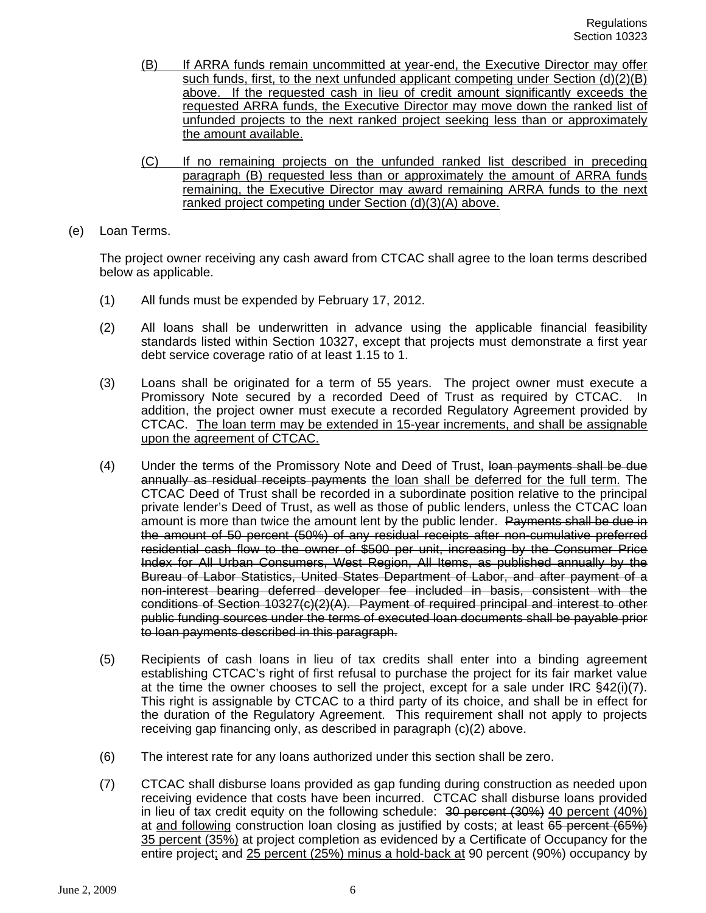(B) If ARRA funds remain uncommitted at year-end, the Executive Director may offer such funds, first, to the next unfunded applicant competing under Section (d)(2)(B) above. If the requested cash in lieu of credit amount significantly exceeds the requested ARRA funds, the Executive Director may move down the ranked list of unfunded projects to the next ranked project seeking less than or approximately the amount available.

(C) If no remaining projects on the unfunded ranked list described in preceding paragraph (B) requested less than or approximately the amount of ARRA funds remaining, the Executive Director may award remaining ARRA funds to the next ranked project competing under Section (d)(3)(A) above.

(e) Loan Terms.

The project owner receiving any cash award from CTCAC shall agree to the loan terms described below as applicable.

(1) All funds must be expended by February 17, 2012.

(2) All loans shall be underwritten in advance using the applicable financial feasibility standards listed within Section 10327, except that projects must demonstrate a first year debt service coverage ratio of at least 1.15 to 1.

(3) Loans shall be originated for a term of 55 years. The project owner must execute a Promissory Note secured by a recorded Deed of Trust as required by CTCAC. In addition, the project owner must execute a recorded Regulatory Agreement provided by CTCAC. The loan term may be extended in 15-year increments, and shall be assignable upon the agreement of CTCAC.

(4) Under the terms of the Promissory Note and Deed of Trust, ~~loan payments shall be due annually as residual receipts payments~~ the loan shall be deferred for the full term. The CTCAC Deed of Trust shall be recorded in a subordinate position relative to the principal private lender's Deed of Trust, as well as those of public lenders, unless the CTCAC loan amount is more than twice the amount lent by the public lender. ~~Payments shall be due in the amount of 50 percent (50%) of any residual receipts after non-cumulative preferred residential cash flow to the owner of \$500 per unit, increasing by the Consumer Price Index for All Urban Consumers, West Region, All Items, as published annually by the Bureau of Labor Statistics, United States Department of Labor, and after payment of a non-interest bearing deferred developer fee included in basis, consistent with the conditions of Section 10327(c)(2)(A). Payment of required principal and interest to other public funding sources under the terms of executed loan documents shall be payable prior to loan payments described in this paragraph.~~

(5) Recipients of cash loans in lieu of tax credits shall enter into a binding agreement establishing CTCAC's right of first refusal to purchase the project for its fair market value at the time the owner chooses to sell the project, except for a sale under IRC §42(i)(7). This right is assignable by CTCAC to a third party of its choice, and shall be in effect for the duration of the Regulatory Agreement. This requirement shall not apply to projects receiving gap financing only, as described in paragraph (c)(2) above.

(6) The interest rate for any loans authorized under this section shall be zero.

(7) CTCAC shall disburse loans provided as gap funding during construction as needed upon receiving evidence that costs have been incurred. CTCAC shall disburse loans provided in lieu of tax credit equity on the following schedule: ~~30 percent (30%)~~ 40 percent (40%) at and following construction loan closing as justified by costs; at least ~~65 percent (65%)~~ 35 percent (35%) at project completion as evidenced by a Certificate of Occupancy for the entire project; and 25 percent (25%) minus a hold-back at 90 percent (90%) occupancy by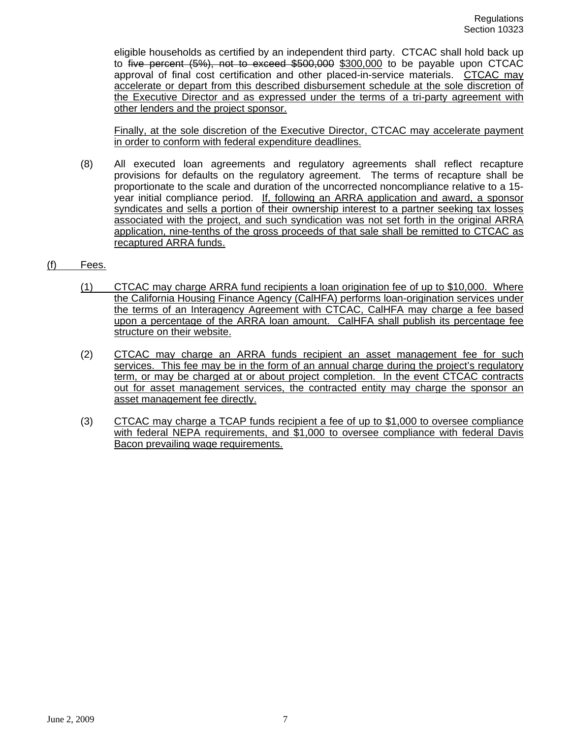eligible households as certified by an independent third party. CTCAC shall hold back up to ~~five percent (5%), not to exceed $500,000~~ $300,000 to be payable upon CTCAC approval of final cost certification and other placed-in-service materials. CTCAC may accelerate or depart from this described disbursement schedule at the sole discretion of the Executive Director and as expressed under the terms of a tri-party agreement with other lenders and the project sponsor.

Finally, at the sole discretion of the Executive Director, CTCAC may accelerate payment in order to conform with federal expenditure deadlines.

(8) All executed loan agreements and regulatory agreements shall reflect recapture provisions for defaults on the regulatory agreement. The terms of recapture shall be proportionate to the scale and duration of the uncorrected noncompliance relative to a 15-year initial compliance period. If, following an ARRA application and award, a sponsor syndicates and sells a portion of their ownership interest to a partner seeking tax losses associated with the project, and such syndication was not set forth in the original ARRA application, nine-tenths of the gross proceeds of that sale shall be remitted to CTCAC as recaptured ARRA funds.

(f) Fees.

(1) CTCAC may charge ARRA fund recipients a loan origination fee of up to $10,000. Where the California Housing Finance Agency (CalHFA) performs loan-origination services under the terms of an Interagency Agreement with CTCAC, CalHFA may charge a fee based upon a percentage of the ARRA loan amount. CalHFA shall publish its percentage fee structure on their website.

(2) CTCAC may charge an ARRA funds recipient an asset management fee for such services. This fee may be in the form of an annual charge during the project's regulatory term, or may be charged at or about project completion. In the event CTCAC contracts out for asset management services, the contracted entity may charge the sponsor an asset management fee directly.

(3) CTCAC may charge a TCAP funds recipient a fee of up to $1,000 to oversee compliance with federal NEPA requirements, and $1,000 to oversee compliance with federal Davis Bacon prevailing wage requirements.